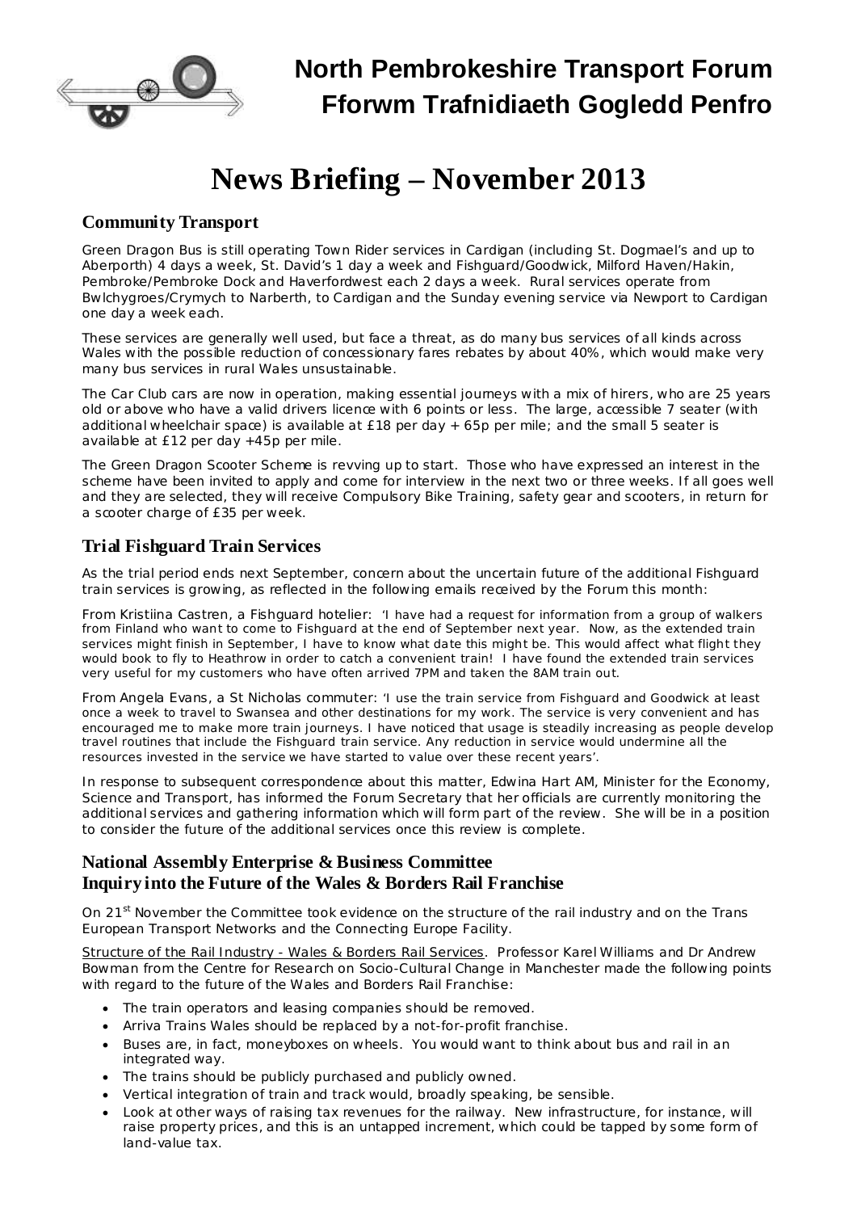# North Pembrokeshire Transport Forum
# Fforwm Trafnidiaeth Gogledd Penfro

# News Briefing – November 2013

## Community Transport

Green Dragon Bus is still operating Town Rider services in Cardigan (including St. Dogmael's and up to Aberporth) 4 days a week, St. David's 1 day a week and Fishguard/Goodwick, Milford Haven/Hakin, Pembroke/Pembroke Dock and Haverfordwest each 2 days a week. Rural services operate from Bwlchygroes/Crymych to Narberth, to Cardigan and the Sunday evening service via Newport to Cardigan one day a week each.

These services are generally well used, but face a threat, as do many bus services of all kinds across Wales with the possible reduction of concessionary fares rebates by about 40%, which would make very many bus services in rural Wales unsustainable.

The Car Club cars are now in operation, making essential journeys with a mix of hirers, who are 25 years old or above who have a valid drivers licence with 6 points or less. The large, accessible 7 seater (with additional wheelchair space) is available at £18 per day + 65p per mile; and the small 5 seater is available at £12 per day +45p per mile.

The Green Dragon Scooter Scheme is revving up to start. Those who have expressed an interest in the scheme have been invited to apply and come for interview in the next two or three weeks. If all goes well and they are selected, they will receive Compulsory Bike Training, safety gear and scooters, in return for a scooter charge of £35 per week.

## Trial Fishguard Train Services

As the trial period ends next September, concern about the uncertain future of the additional Fishguard train services is growing, as reflected in the following emails received by the Forum this month:

From Kristiina Castren, a Fishguard hotelier: 'I have had a request for information from a group of walkers from Finland who want to come to Fishguard at the end of September next year. Now, as the extended train services might finish in September, I have to know what date this might be. This would affect what flight they would book to fly to Heathrow in order to catch a convenient train! I have found the extended train services very useful for my customers who have often arrived 7PM and taken the 8AM train out.

From Angela Evans, a St Nicholas commuter: 'I use the train service from Fishguard and Goodwick at least once a week to travel to Swansea and other destinations for my work. The service is very convenient and has encouraged me to make more train journeys. I have noticed that usage is steadily increasing as people develop travel routines that include the Fishguard train service. Any reduction in service would undermine all the resources invested in the service we have started to value over these recent years'.

In response to subsequent correspondence about this matter, Edwina Hart AM, Minister for the Economy, Science and Transport, has informed the Forum Secretary that her officials are currently monitoring the additional services and gathering information which will form part of the review. She will be in a position to consider the future of the additional services once this review is complete.

## National Assembly Enterprise & Business Committee
## Inquiry into the Future of the Wales & Borders Rail Franchise

On 21st November the Committee took evidence on the structure of the rail industry and on the Trans European Transport Networks and the Connecting Europe Facility.

Structure of the Rail Industry - Wales & Borders Rail Services. Professor Karel Williams and Dr Andrew Bowman from the Centre for Research on Socio-Cultural Change in Manchester made the following points with regard to the future of the Wales and Borders Rail Franchise:

- The train operators and leasing companies should be removed.
- Arriva Trains Wales should be replaced by a not-for-profit franchise.
- Buses are, in fact, moneyboxes on wheels. You would want to think about bus and rail in an integrated way.
- The trains should be publicly purchased and publicly owned.
- Vertical integration of train and track would, broadly speaking, be sensible.
- Look at other ways of raising tax revenues for the railway. New infrastructure, for instance, will raise property prices, and this is an untapped increment, which could be tapped by some form of land-value tax.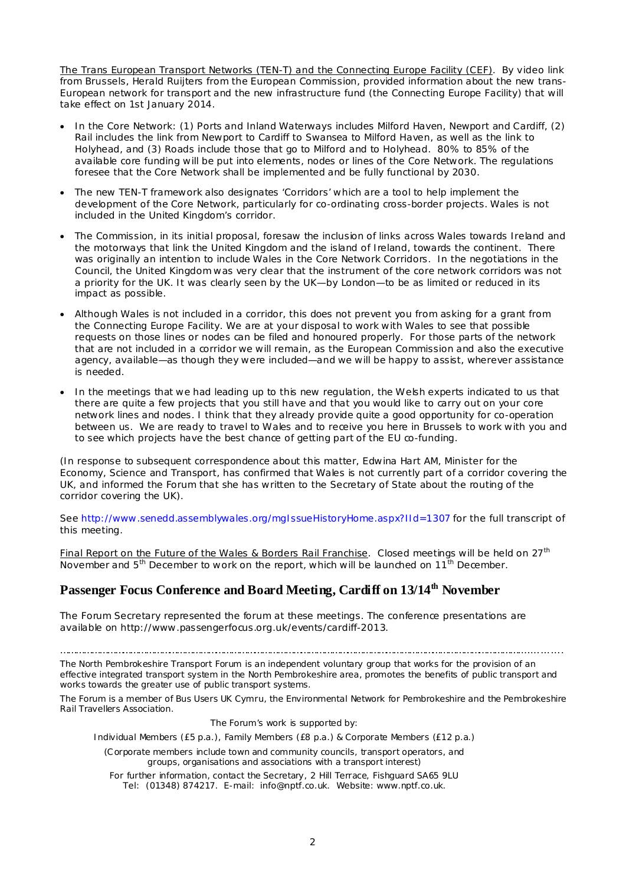The Trans European Transport Networks (TEN-T) and the Connecting Europe Facility (CEF). By video link from Brussels, Herald Ruijters from the European Commission, provided information about the new trans-European network for transport and the new infrastructure fund (the Connecting Europe Facility) that will take effect on 1st January 2014.

- In the Core Network: (1) Ports and Inland Waterways includes Milford Haven, Newport and Cardiff, (2) Rail includes the link from Newport to Cardiff to Swansea to Milford Haven, as well as the link to Holyhead, and (3) Roads include those that go to Milford and to Holyhead. 80% to 85% of the available core funding will be put into elements, nodes or lines of the Core Network. The regulations foresee that the Core Network shall be implemented and be fully functional by 2030.
- The new TEN-T framework also designates 'Corridors' which are a tool to help implement the development of the Core Network, particularly for co-ordinating cross-border projects. Wales is not included in the United Kingdom's corridor.
- The Commission, in its initial proposal, foresaw the inclusion of links across Wales towards Ireland and the motorways that link the United Kingdom and the island of Ireland, towards the continent. There was originally an intention to include Wales in the Core Network Corridors. In the negotiations in the Council, the United Kingdom was very clear that the instrument of the core network corridors was not a priority for the UK. It was clearly seen by the UK—by London—to be as limited or reduced in its impact as possible.
- Although Wales is not included in a corridor, this does not prevent you from asking for a grant from the Connecting Europe Facility. We are at your disposal to work with Wales to see that possible requests on those lines or nodes can be filed and honoured properly. For those parts of the network that are not included in a corridor we will remain, as the European Commission and also the executive agency, available—as though they were included—and we will be happy to assist, wherever assistance is needed.
- In the meetings that we had leading up to this new regulation, the Welsh experts indicated to us that there are quite a few projects that you still have and that you would like to carry out on your core network lines and nodes. I think that they already provide quite a good opportunity for co-operation between us. We are ready to travel to Wales and to receive you here in Brussels to work with you and to see which projects have the best chance of getting part of the EU co-funding.

(In response to subsequent correspondence about this matter, Edwina Hart AM, Minister for the Economy, Science and Transport, has confirmed that Wales is not currently part of a corridor covering the UK, and informed the Forum that she has written to the Secretary of State about the routing of the corridor covering the UK).

See http://www.senedd.assemblywales.org/mgIssueHistoryHome.aspx?IId=1307 for the full transcript of this meeting.

Final Report on the Future of the Wales & Borders Rail Franchise. Closed meetings will be held on 27th November and 5th December to work on the report, which will be launched on 11th December.

## Passenger Focus Conference and Board Meeting, Cardiff on 13/14th November

The Forum Secretary represented the forum at these meetings. The conference presentations are available on http://www.passengerfocus.org.uk/events/cardiff-2013.

---

The North Pembrokeshire Transport Forum is an independent voluntary group that works for the provision of an effective integrated transport system in the North Pembrokeshire area, promotes the benefits of public transport and works towards the greater use of public transport systems.

The Forum is a member of Bus Users UK Cymru, the Environmental Network for Pembrokeshire and the Pembrokeshire Rail Travellers Association.

The Forum's work is supported by:

Individual Members (£5 p.a.), Family Members (£8 p.a.) & Corporate Members (£12 p.a.)

(Corporate members include town and community councils, transport operators, and groups, organisations and associations with a transport interest)

For further information, contact the Secretary, 2 Hill Terrace, Fishguard SA65 9LU
Tel: (01348) 874217. E-mail: info@nptf.co.uk. Website: www.nptf.co.uk.